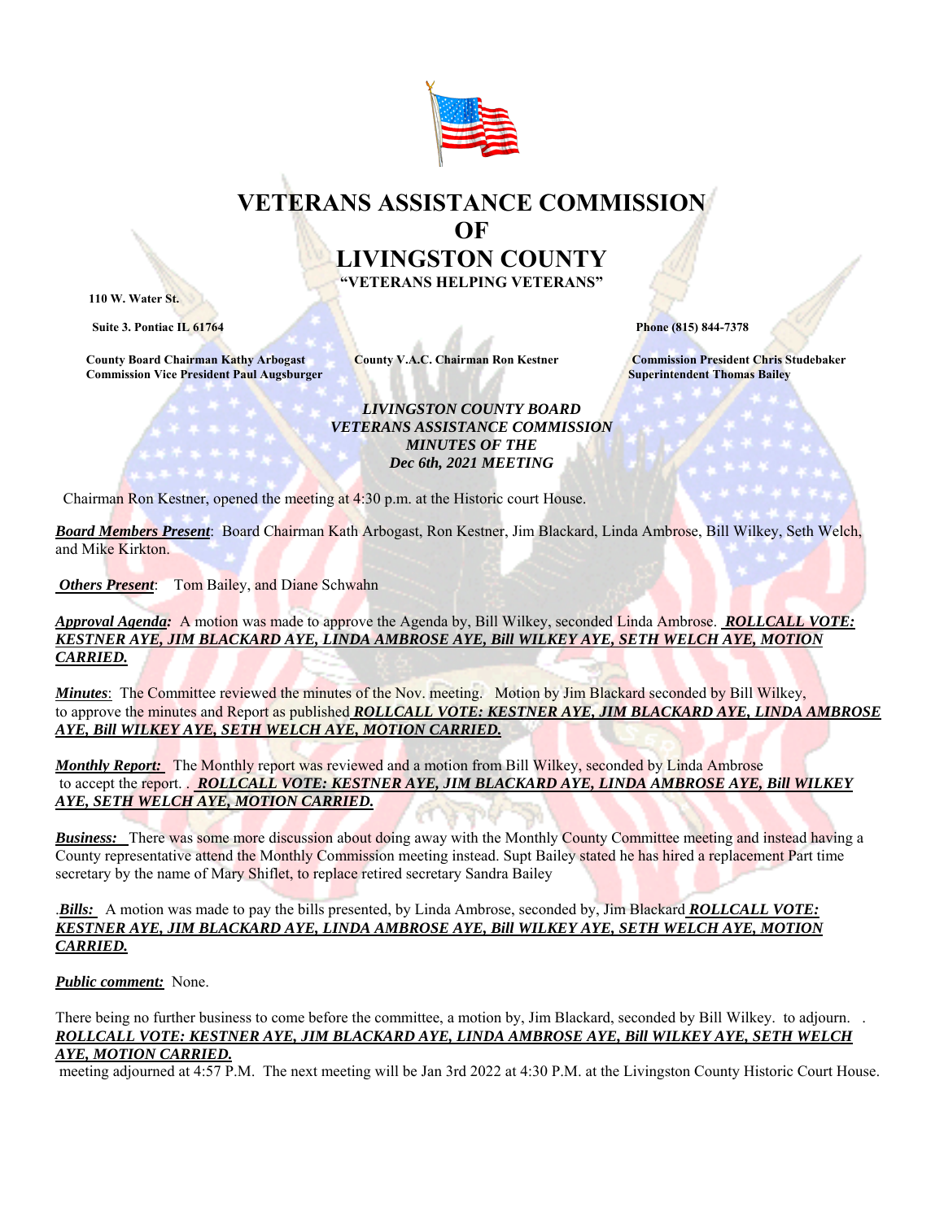# VETERANS ASSISTANCE COMMISSION
# OF
# LIVINGSTON COUNTY

**"VETERANS HELPING VETERANS"**

**110 W. Water St.**

**Suite 3. Pontiac IL 61764** **Phone (815) 844-7378**

**County Board Chairman Kathy Arbogast** **County V.A.C. Chairman Ron Kestner** **Commission President Chris Studebaker**
**Commission Vice President Paul Augsburger** **Superintendent Thomas Bailey**

***LIVINGSTON COUNTY BOARD***
***VETERANS ASSISTANCE COMMISSION***
***MINUTES OF THE***
***Dec 6th, 2021 MEETING***

Chairman Ron Kestner, opened the meeting at 4:30 p.m. at the Historic court House.

***Board Members Present***: Board Chairman Kath Arbogast, Ron Kestner, Jim Blackard, Linda Ambrose, Bill Wilkey, Seth Welch, and Mike Kirkton.

***Others Present***: Tom Bailey, and Diane Schwahn

***Approval Agenda:*** A motion was made to approve the Agenda by, Bill Wilkey, seconded Linda Ambrose. ***ROLLCALL VOTE: KESTNER AYE, JIM BLACKARD AYE, LINDA AMBROSE AYE, Bill WILKEY AYE, SETH WELCH AYE, MOTION CARRIED.***

***Minutes***: The Committee reviewed the minutes of the Nov. meeting. Motion by Jim Blackard seconded by Bill Wilkey, to approve the minutes and Report as published ***ROLLCALL VOTE: KESTNER AYE, JIM BLACKARD AYE, LINDA AMBROSE AYE, Bill WILKEY AYE, SETH WELCH AYE, MOTION CARRIED.***

***Monthly Report:*** The Monthly report was reviewed and a motion from Bill Wilkey, seconded by Linda Ambrose to accept the report. . ***ROLLCALL VOTE: KESTNER AYE, JIM BLACKARD AYE, LINDA AMBROSE AYE, Bill WILKEY AYE, SETH WELCH AYE, MOTION CARRIED.***

***Business:*** There was some more discussion about doing away with the Monthly County Committee meeting and instead having a County representative attend the Monthly Commission meeting instead. Supt Bailey stated he has hired a replacement Part time secretary by the name of Mary Shiflet, to replace retired secretary Sandra Bailey

.***Bills:*** A motion was made to pay the bills presented, by Linda Ambrose, seconded by, Jim Blackard ***ROLLCALL VOTE: KESTNER AYE, JIM BLACKARD AYE, LINDA AMBROSE AYE, Bill WILKEY AYE, SETH WELCH AYE, MOTION CARRIED.***

***Public comment:*** None.

There being no further business to come before the committee, a motion by, Jim Blackard, seconded by Bill Wilkey. to adjourn. . ***ROLLCALL VOTE: KESTNER AYE, JIM BLACKARD AYE, LINDA AMBROSE AYE, Bill WILKEY AYE, SETH WELCH AYE, MOTION CARRIED.***
meeting adjourned at 4:57 P.M. The next meeting will be Jan 3rd 2022 at 4:30 P.M. at the Livingston County Historic Court House.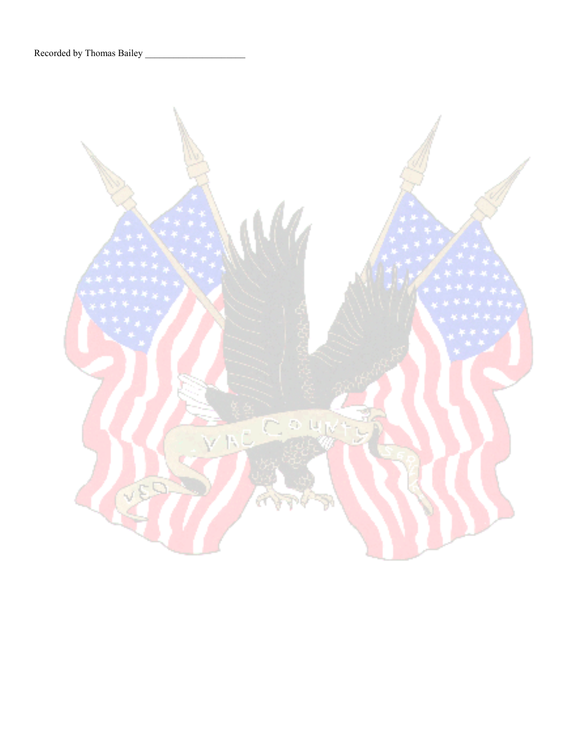Recorded by Thomas Bailey _____________________